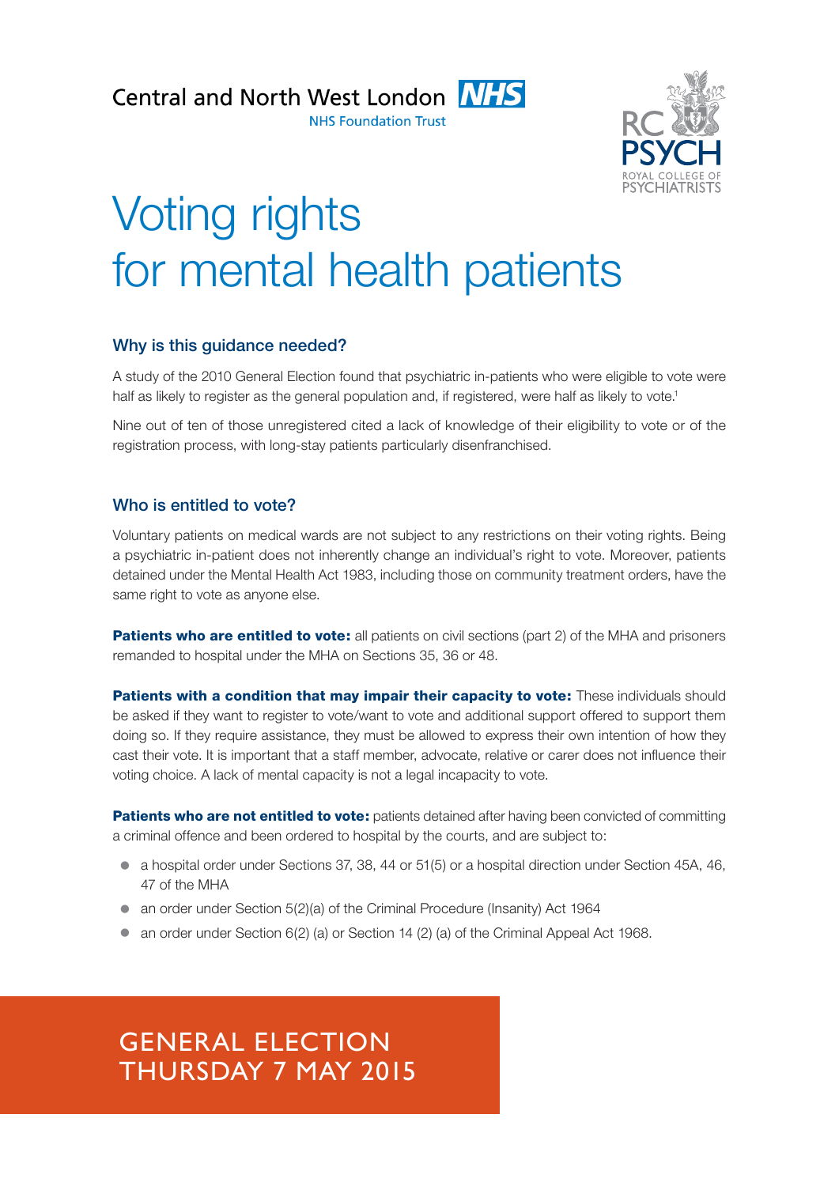Central and North West London NHS Foundation Trust

RC PSYCH ROYAL COLLEGE OF PSYCHIATRISTS

# Voting rights for mental health patients

## Why is this guidance needed?

A study of the 2010 General Election found that psychiatric in-patients who were eligible to vote were half as likely to register as the general population and, if registered, were half as likely to vote.[1]

Nine out of ten of those unregistered cited a lack of knowledge of their eligibility to vote or of the registration process, with long-stay patients particularly disenfranchised.

## Who is entitled to vote?

Voluntary patients on medical wards are not subject to any restrictions on their voting rights. Being a psychiatric in-patient does not inherently change an individual's right to vote. Moreover, patients detained under the Mental Health Act 1983, including those on community treatment orders, have the same right to vote as anyone else.

**Patients who are entitled to vote:** all patients on civil sections (part 2) of the MHA and prisoners remanded to hospital under the MHA on Sections 35, 36 or 48.

**Patients with a condition that may impair their capacity to vote:** These individuals should be asked if they want to register to vote/want to vote and additional support offered to support them doing so. If they require assistance, they must be allowed to express their own intention of how they cast their vote. It is important that a staff member, advocate, relative or carer does not influence their voting choice. A lack of mental capacity is not a legal incapacity to vote.

**Patients who are not entitled to vote:** patients detained after having been convicted of committing a criminal offence and been ordered to hospital by the courts, and are subject to:

- a hospital order under Sections 37, 38, 44 or 51(5) or a hospital direction under Section 45A, 46, 47 of the MHA
- an order under Section 5(2)(a) of the Criminal Procedure (Insanity) Act 1964
- an order under Section 6(2) (a) or Section 14 (2) (a) of the Criminal Appeal Act 1968.

GENERAL ELECTION
THURSDAY 7 MAY 2015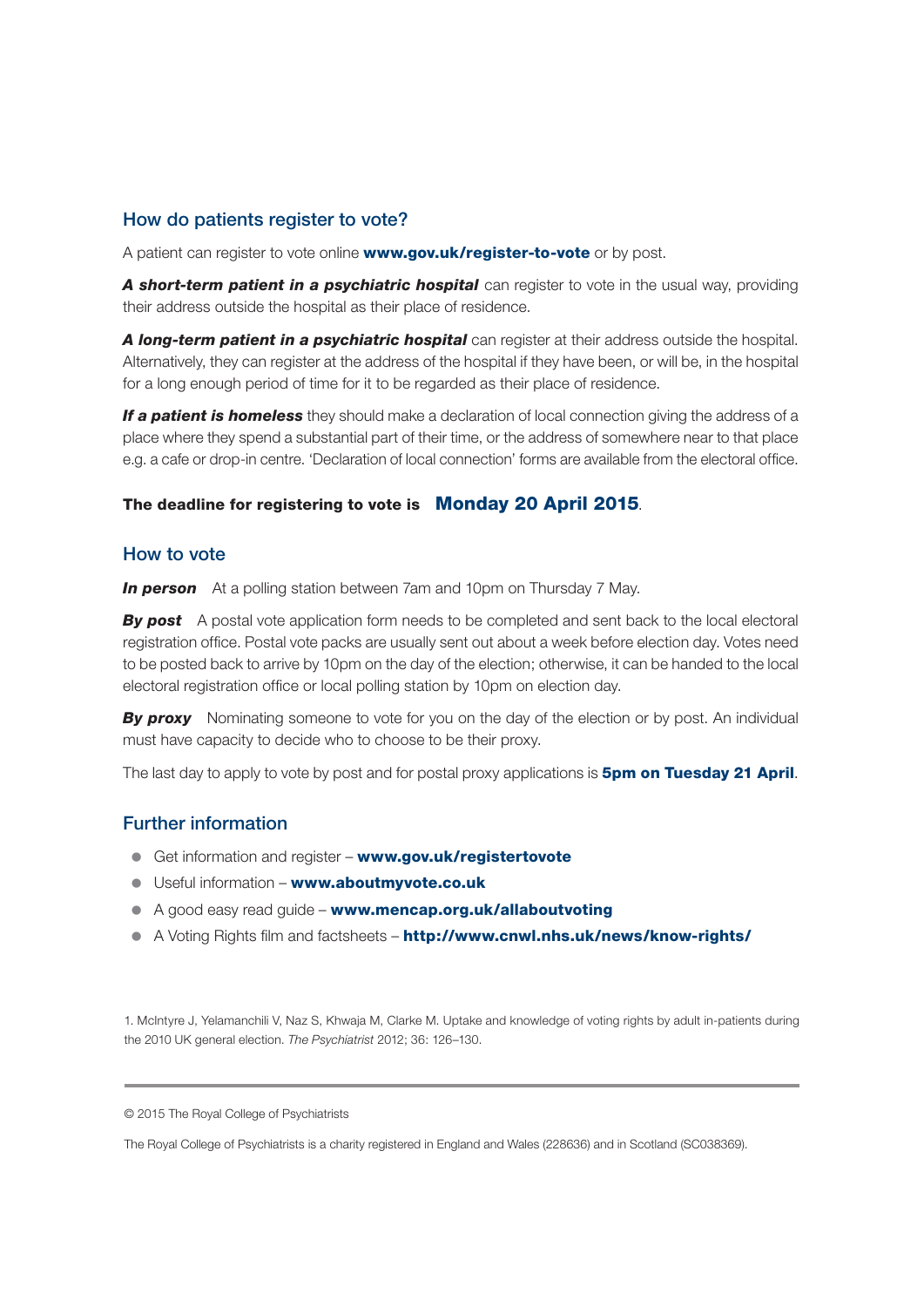## How do patients register to vote?

A patient can register to vote online **www.gov.uk/register-to-vote** or by post.

***A short-term patient in a psychiatric hospital*** can register to vote in the usual way, providing their address outside the hospital as their place of residence.

***A long-term patient in a psychiatric hospital*** can register at their address outside the hospital. Alternatively, they can register at the address of the hospital if they have been, or will be, in the hospital for a long enough period of time for it to be regarded as their place of residence.

***If a patient is homeless*** they should make a declaration of local connection giving the address of a place where they spend a substantial part of their time, or the address of somewhere near to that place e.g. a cafe or drop-in centre. 'Declaration of local connection' forms are available from the electoral office.

**The deadline for registering to vote is Monday 20 April 2015**.

## How to vote

***In person*** At a polling station between 7am and 10pm on Thursday 7 May.

***By post*** A postal vote application form needs to be completed and sent back to the local electoral registration office. Postal vote packs are usually sent out about a week before election day. Votes need to be posted back to arrive by 10pm on the day of the election; otherwise, it can be handed to the local electoral registration office or local polling station by 10pm on election day.

***By proxy*** Nominating someone to vote for you on the day of the election or by post. An individual must have capacity to decide who to choose to be their proxy.

The last day to apply to vote by post and for postal proxy applications is **5pm on Tuesday 21 April**.

## Further information

- Get information and register – **www.gov.uk/registertovote**
- Useful information – **www.aboutmyvote.co.uk**
- A good easy read guide – **www.mencap.org.uk/allaboutvoting**
- A Voting Rights film and factsheets – **http://www.cnwl.nhs.uk/news/know-rights/**

1. McIntyre J, Yelamanchili V, Naz S, Khwaja M, Clarke M. Uptake and knowledge of voting rights by adult in-patients during the 2010 UK general election. *The Psychiatrist* 2012; 36: 126–130.

© 2015 The Royal College of Psychiatrists

The Royal College of Psychiatrists is a charity registered in England and Wales (228636) and in Scotland (SC038369).